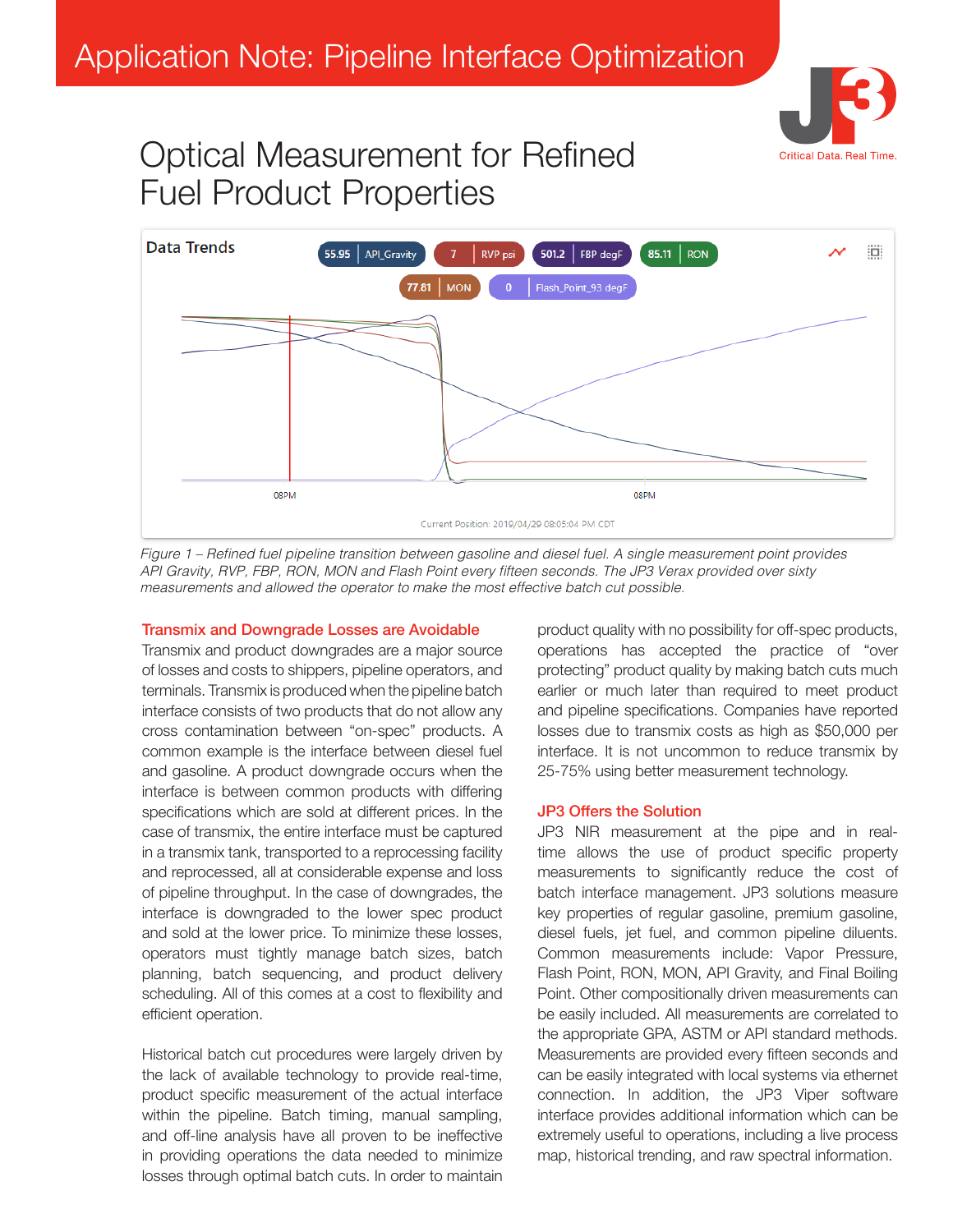# Application Note: Pipeline Interface Optimization

Critical Data. Real Time.

# Optical Measurement for Refined Fuel Product Properties

*Figure 1 – Refined fuel pipeline transition between gasoline and diesel fuel. A single measurement point provides API Gravity, RVP, FBP, RON, MON and Flash Point every fifteen seconds. The JP3 Verax provided over sixty measurements and allowed the operator to make the most effective batch cut possible.*

## Transmix and Downgrade Losses are Avoidable

Transmix and product downgrades are a major source of losses and costs to shippers, pipeline operators, and terminals. Transmix is produced when the pipeline batch interface consists of two products that do not allow any cross contamination between "on-spec" products. A common example is the interface between diesel fuel and gasoline. A product downgrade occurs when the interface is between common products with differing specifications which are sold at different prices. In the case of transmix, the entire interface must be captured in a transmix tank, transported to a reprocessing facility and reprocessed, all at considerable expense and loss of pipeline throughput. In the case of downgrades, the interface is downgraded to the lower spec product and sold at the lower price. To minimize these losses, operators must tightly manage batch sizes, batch planning, batch sequencing, and product delivery scheduling. All of this comes at a cost to flexibility and efficient operation.

Historical batch cut procedures were largely driven by the lack of available technology to provide real-time, product specific measurement of the actual interface within the pipeline. Batch timing, manual sampling, and off-line analysis have all proven to be ineffective in providing operations the data needed to minimize losses through optimal batch cuts. In order to maintain product quality with no possibility for off-spec products, operations has accepted the practice of "over protecting" product quality by making batch cuts much earlier or much later than required to meet product and pipeline specifications. Companies have reported losses due to transmix costs as high as $50,000 per interface. It is not uncommon to reduce transmix by 25-75% using better measurement technology.

## JP3 Offers the Solution

JP3 NIR measurement at the pipe and in real-time allows the use of product specific property measurements to significantly reduce the cost of batch interface management. JP3 solutions measure key properties of regular gasoline, premium gasoline, diesel fuels, jet fuel, and common pipeline diluents. Common measurements include: Vapor Pressure, Flash Point, RON, MON, API Gravity, and Final Boiling Point. Other compositionally driven measurements can be easily included. All measurements are correlated to the appropriate GPA, ASTM or API standard methods. Measurements are provided every fifteen seconds and can be easily integrated with local systems via ethernet connection. In addition, the JP3 Viper software interface provides additional information which can be extremely useful to operations, including a live process map, historical trending, and raw spectral information.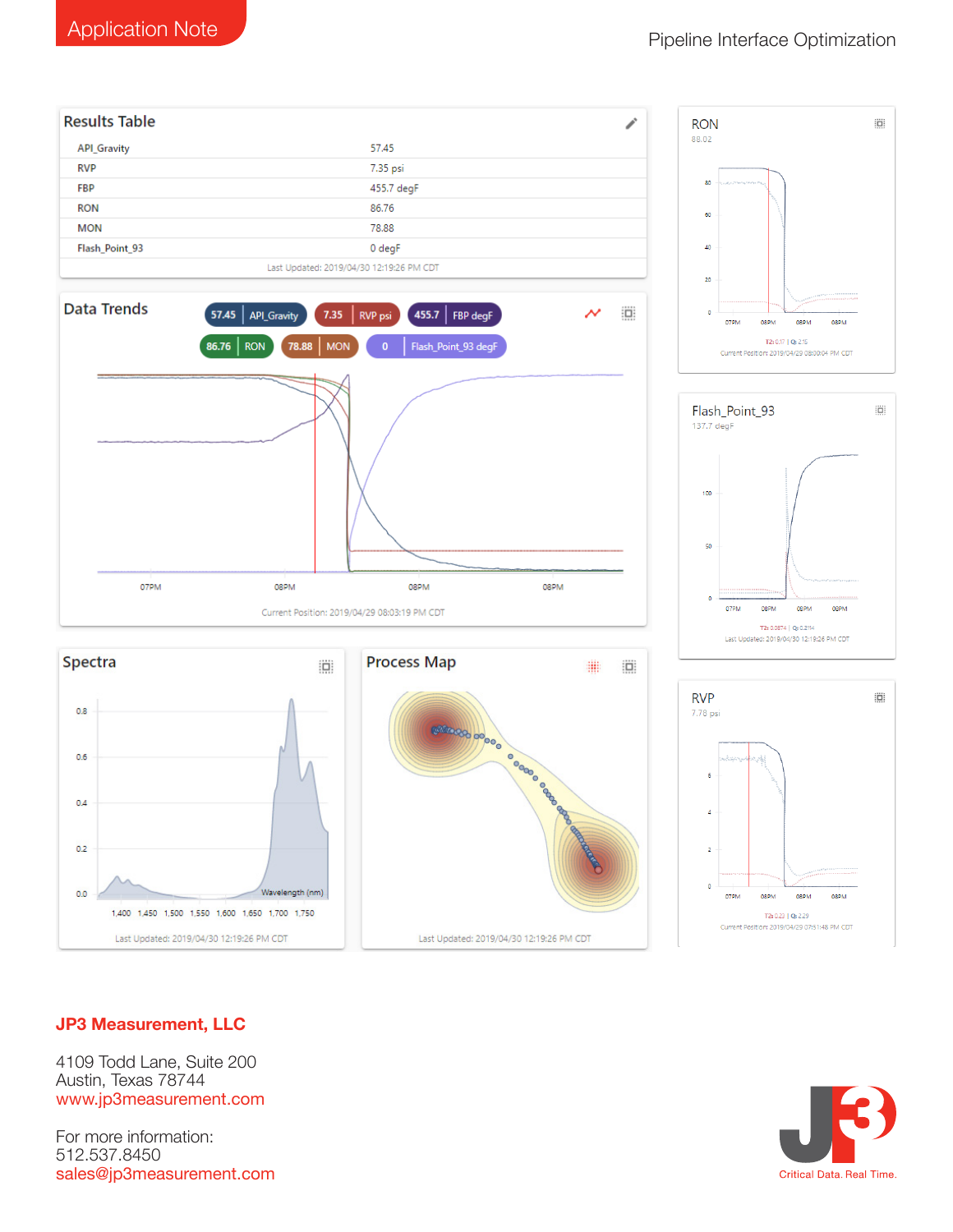## Results Table

| | |
|---|---|
| API_Gravity | 57.45 |
| RVP | 7.35 psi |
| FBP | 455.7 degF |
| RON | 86.76 |
| MON | 78.88 |
| Flash_Point_93 | 0 degF |

Last Updated: 2019/04/30 12:19:26 PM CDT

## Data Trends

57.45 API_Gravity
7.35 RVP psi
455.7 FBP degF
86.76 RON
78.88 MON
0 Flash_Point_93 degF

07PM
08PM
08PM
08PM

Current Position: 2019/04/29 08:03:19 PM CDT

## RON

88.02

80
60
40
20
0

07PM
08PM
08PM
08PM

T2: 0.37 | Q: 2.15
Current Position: 2019/04/29 08:00:04 PM CDT

## Flash_Point_93

137.7 degF

100
50
0

07PM
08PM
08PM
08PM

T2: 0.0874 | Q: 0.2114
Last Updated: 2019/04/30 12:19:26 PM CDT

## Spectra

0.8
0.6
0.4
0.2
0.0

Wavelength (nm)

1,400 1,450 1,500 1,550 1,600 1,650 1,700 1,750

Last Updated: 2019/04/30 12:19:26 PM CDT

## Process Map

Last Updated: 2019/04/30 12:19:26 PM CDT

## RVP

7.78 psi

6
4
2
0

07PM
08PM
08PM
08PM

T2: 0.23 | Q: 2.29
Current Position: 2019/04/29 07:51:48 PM CDT

**JP3 Measurement, LLC**

4109 Todd Lane, Suite 200
Austin, Texas 78744
www.jp3measurement.com

For more information:
512.537.8450
sales@jp3measurement.com

Critical Data. Real Time.